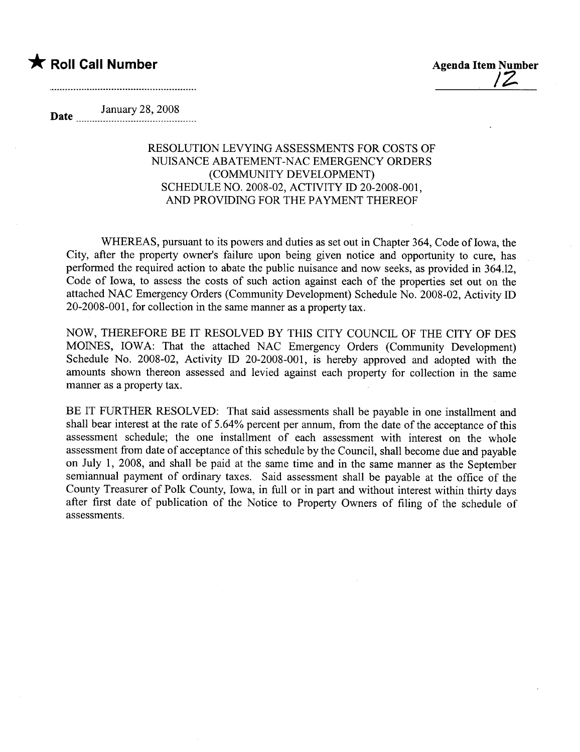★ **Roll Call Number**

**Agenda Item Number**
12

**Date** January 28, 2008

### RESOLUTION LEVYING ASSESSMENTS FOR COSTS OF NUISANCE ABATEMENT-NAC EMERGENCY ORDERS (COMMUNITY DEVELOPMENT) SCHEDULE NO. 2008-02, ACTIVITY ID 20-2008-001, AND PROVIDING FOR THE PAYMENT THEREOF

WHEREAS, pursuant to its powers and duties as set out in Chapter 364, Code of Iowa, the City, after the property owner's failure upon being given notice and opportunity to cure, has performed the required action to abate the public nuisance and now seeks, as provided in 364.12, Code of Iowa, to assess the costs of such action against each of the properties set out on the attached NAC Emergency Orders (Community Development) Schedule No. 2008-02, Activity ID 20-2008-001, for collection in the same manner as a property tax.

NOW, THEREFORE BE IT RESOLVED BY THIS CITY COUNCIL OF THE CITY OF DES MOINES, IOWA: That the attached NAC Emergency Orders (Community Development) Schedule No. 2008-02, Activity ID 20-2008-001, is hereby approved and adopted with the amounts shown thereon assessed and levied against each property for collection in the same manner as a property tax.

BE IT FURTHER RESOLVED: That said assessments shall be payable in one installment and shall bear interest at the rate of 5.64% percent per annum, from the date of the acceptance of this assessment schedule; the one installment of each assessment with interest on the whole assessment from date of acceptance of this schedule by the Council, shall become due and payable on July 1, 2008, and shall be paid at the same time and in the same manner as the September semiannual payment of ordinary taxes. Said assessment shall be payable at the office of the County Treasurer of Polk County, Iowa, in full or in part and without interest within thirty days after first date of publication of the Notice to Property Owners of filing of the schedule of assessments.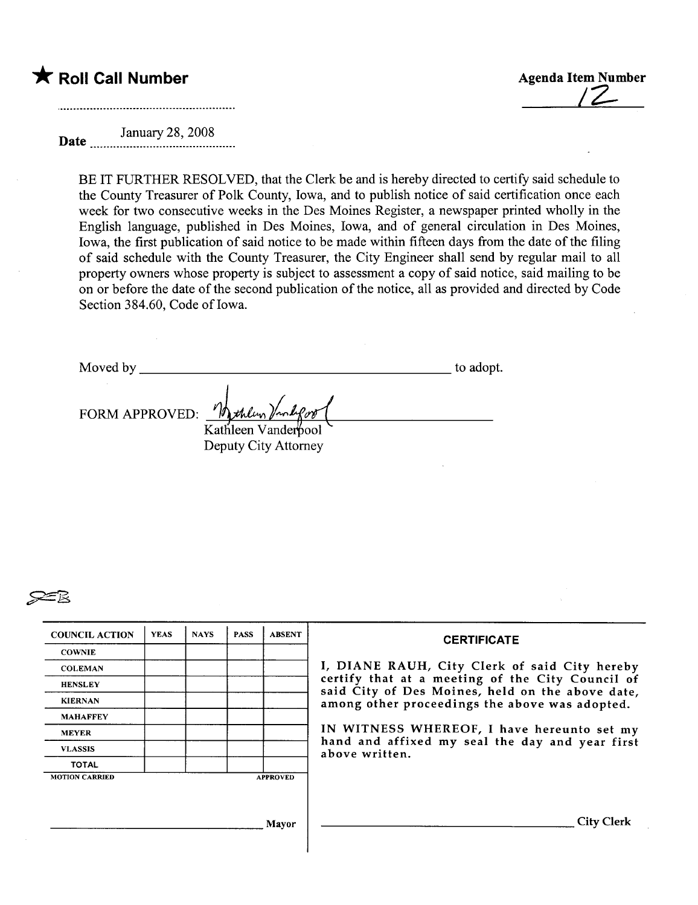★ **Roll Call Number**

**Agenda Item Number**
12

**Date** January 28, 2008

BE IT FURTHER RESOLVED, that the Clerk be and is hereby directed to certify said schedule to the County Treasurer of Polk County, Iowa, and to publish notice of said certification once each week for two consecutive weeks in the Des Moines Register, a newspaper printed wholly in the English language, published in Des Moines, Iowa, and of general circulation in Des Moines, Iowa, the first publication of said notice to be made within fifteen days from the date of the filing of said schedule with the County Treasurer, the City Engineer shall send by regular mail to all property owners whose property is subject to assessment a copy of said notice, said mailing to be on or before the date of the second publication of the notice, all as provided and directed by Code Section 384.60, Code of Iowa.

Moved by ______________________________ to adopt.

FORM APPROVED: Kathleen Vanderpool
Kathleen Vanderpool
Deputy City Attorney

SEB

| COUNCIL ACTION | YEAS | NAYS | PASS | ABSENT |
|---|---|---|---|---|
| COWNIE | | | | |
| COLEMAN | | | | |
| HENSLEY | | | | |
| KIERNAN | | | | |
| MAHAFFEY | | | | |
| MEYER | | | | |
| VLASSIS | | | | |
| TOTAL | | | | |

MOTION CARRIED APPROVED

______________________________ Mayor

**CERTIFICATE**

I, DIANE RAUH, City Clerk of said City hereby certify that at a meeting of the City Council of said City of Des Moines, held on the above date, among other proceedings the above was adopted.

IN WITNESS WHEREOF, I have hereunto set my hand and affixed my seal the day and year first above written.

______________________________ City Clerk